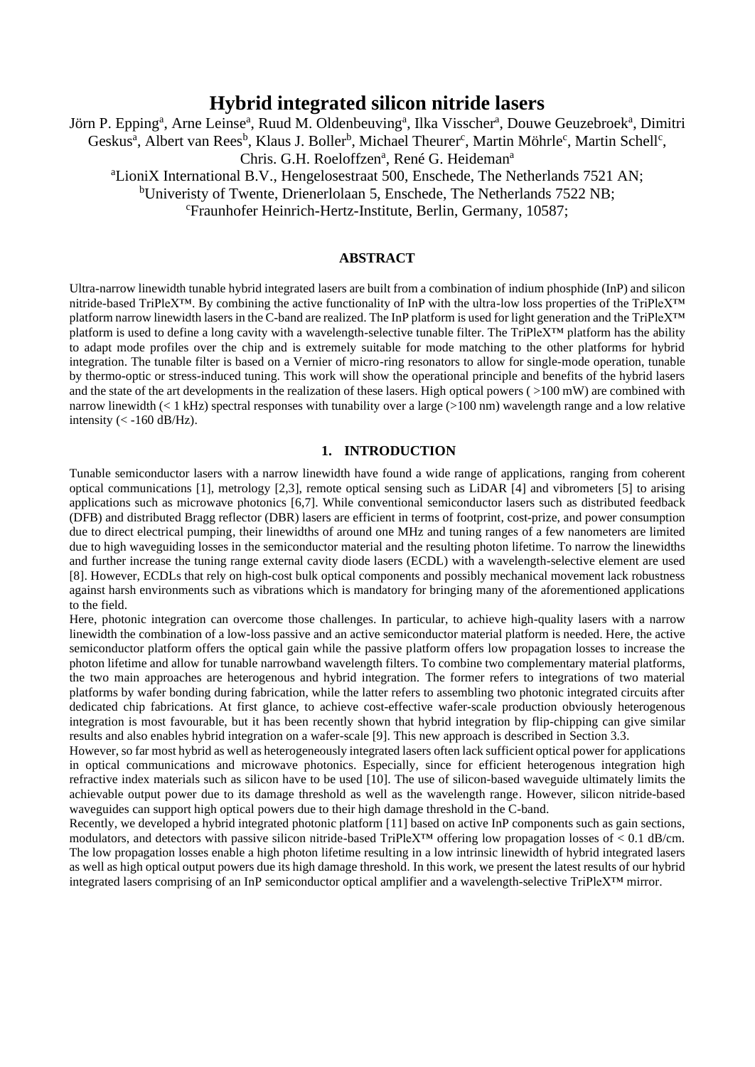# Hybrid integrated silicon nitride lasers

Jörn P. Epping[a], Arne Leinse[a], Ruud M. Oldenbeuving[a], Ilka Visscher[a], Douwe Geuzebroek[a], Dimitri Geskus[a], Albert van Rees[b], Klaus J. Boller[b], Michael Theurer[c], Martin Möhrle[c], Martin Schell[c], Chris. G.H. Roeloffzen[a], René G. Heideman[a]

[a]LioniX International B.V., Hengelosestraat 500, Enschede, The Netherlands 7521 AN;
[b]Univeristy of Twente, Drienerlolaan 5, Enschede, The Netherlands 7522 NB;
[c]Fraunhofer Heinrich-Hertz-Institute, Berlin, Germany, 10587;

## ABSTRACT

Ultra-narrow linewidth tunable hybrid integrated lasers are built from a combination of indium phosphide (InP) and silicon nitride-based TriPleX™. By combining the active functionality of InP with the ultra-low loss properties of the TriPleX™ platform narrow linewidth lasers in the C-band are realized. The InP platform is used for light generation and the TriPleX™ platform is used to define a long cavity with a wavelength-selective tunable filter. The TriPleX™ platform has the ability to adapt mode profiles over the chip and is extremely suitable for mode matching to the other platforms for hybrid integration. The tunable filter is based on a Vernier of micro-ring resonators to allow for single-mode operation, tunable by thermo-optic or stress-induced tuning. This work will show the operational principle and benefits of the hybrid lasers and the state of the art developments in the realization of these lasers. High optical powers ( >100 mW) are combined with narrow linewidth (< 1 kHz) spectral responses with tunability over a large (>100 nm) wavelength range and a low relative intensity (< -160 dB/Hz).

## 1. INTRODUCTION

Tunable semiconductor lasers with a narrow linewidth have found a wide range of applications, ranging from coherent optical communications [1], metrology [2,3], remote optical sensing such as LiDAR [4] and vibrometers [5] to arising applications such as microwave photonics [6,7]. While conventional semiconductor lasers such as distributed feedback (DFB) and distributed Bragg reflector (DBR) lasers are efficient in terms of footprint, cost-prize, and power consumption due to direct electrical pumping, their linewidths of around one MHz and tuning ranges of a few nanometers are limited due to high waveguiding losses in the semiconductor material and the resulting photon lifetime. To narrow the linewidths and further increase the tuning range external cavity diode lasers (ECDL) with a wavelength-selective element are used [8]. However, ECDLs that rely on high-cost bulk optical components and possibly mechanical movement lack robustness against harsh environments such as vibrations which is mandatory for bringing many of the aforementioned applications to the field.

Here, photonic integration can overcome those challenges. In particular, to achieve high-quality lasers with a narrow linewidth the combination of a low-loss passive and an active semiconductor material platform is needed. Here, the active semiconductor platform offers the optical gain while the passive platform offers low propagation losses to increase the photon lifetime and allow for tunable narrowband wavelength filters. To combine two complementary material platforms, the two main approaches are heterogenous and hybrid integration. The former refers to integrations of two material platforms by wafer bonding during fabrication, while the latter refers to assembling two photonic integrated circuits after dedicated chip fabrications. At first glance, to achieve cost-effective wafer-scale production obviously heterogenous integration is most favourable, but it has been recently shown that hybrid integration by flip-chipping can give similar results and also enables hybrid integration on a wafer-scale [9]. This new approach is described in Section 3.3.

However, so far most hybrid as well as heterogeneously integrated lasers often lack sufficient optical power for applications in optical communications and microwave photonics. Especially, since for efficient heterogenous integration high refractive index materials such as silicon have to be used [10]. The use of silicon-based waveguide ultimately limits the achievable output power due to its damage threshold as well as the wavelength range. However, silicon nitride-based waveguides can support high optical powers due to their high damage threshold in the C-band.

Recently, we developed a hybrid integrated photonic platform [11] based on active InP components such as gain sections, modulators, and detectors with passive silicon nitride-based TriPleX™ offering low propagation losses of < 0.1 dB/cm. The low propagation losses enable a high photon lifetime resulting in a low intrinsic linewidth of hybrid integrated lasers as well as high optical output powers due its high damage threshold. In this work, we present the latest results of our hybrid integrated lasers comprising of an InP semiconductor optical amplifier and a wavelength-selective TriPleX™ mirror.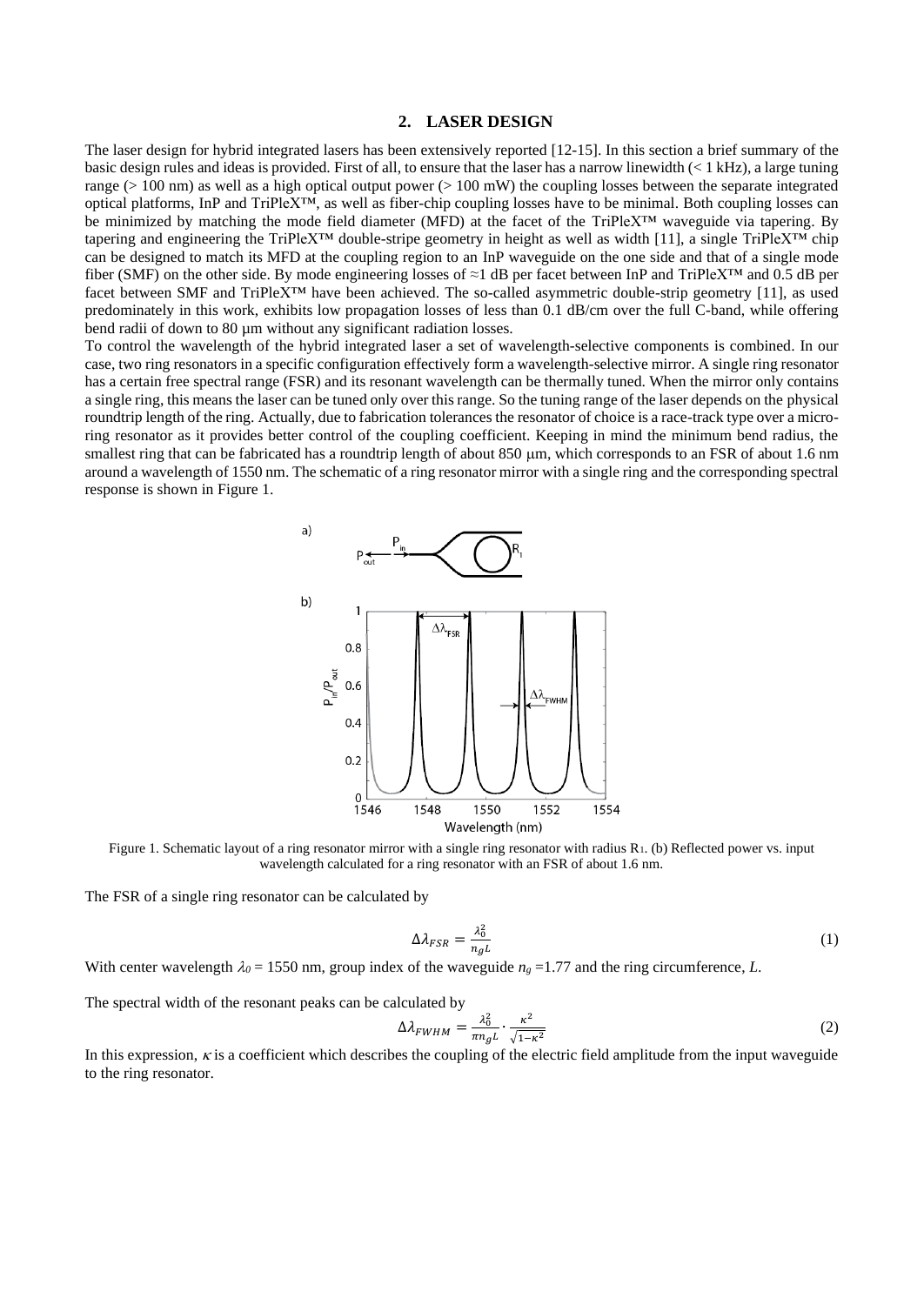## 2. LASER DESIGN

The laser design for hybrid integrated lasers has been extensively reported [12-15]. In this section a brief summary of the basic design rules and ideas is provided. First of all, to ensure that the laser has a narrow linewidth (< 1 kHz), a large tuning range (> 100 nm) as well as a high optical output power (> 100 mW) the coupling losses between the separate integrated optical platforms, InP and TriPleX™, as well as fiber-chip coupling losses have to be minimal. Both coupling losses can be minimized by matching the mode field diameter (MFD) at the facet of the TriPleX™ waveguide via tapering. By tapering and engineering the TriPleX™ double-stripe geometry in height as well as width [11], a single TriPleX™ chip can be designed to match its MFD at the coupling region to an InP waveguide on the one side and that of a single mode fiber (SMF) on the other side. By mode engineering losses of ≈1 dB per facet between InP and TriPleX™ and 0.5 dB per facet between SMF and TriPleX™ have been achieved. The so-called asymmetric double-strip geometry [11], as used predominately in this work, exhibits low propagation losses of less than 0.1 dB/cm over the full C-band, while offering bend radii of down to 80 µm without any significant radiation losses.

To control the wavelength of the hybrid integrated laser a set of wavelength-selective components is combined. In our case, two ring resonators in a specific configuration effectively form a wavelength-selective mirror. A single ring resonator has a certain free spectral range (FSR) and its resonant wavelength can be thermally tuned. When the mirror only contains a single ring, this means the laser can be tuned only over this range. So the tuning range of the laser depends on the physical roundtrip length of the ring. Actually, due to fabrication tolerances the resonator of choice is a race-track type over a micro-ring resonator as it provides better control of the coupling coefficient. Keeping in mind the minimum bend radius, the smallest ring that can be fabricated has a roundtrip length of about 850 µm, which corresponds to an FSR of about 1.6 nm around a wavelength of 1550 nm. The schematic of a ring resonator mirror with a single ring and the corresponding spectral response is shown in Figure 1.

Figure 1. Schematic layout of a ring resonator mirror with a single ring resonator with radius $R_1$. (b) Reflected power vs. input wavelength calculated for a ring resonator with an FSR of about 1.6 nm.

The FSR of a single ring resonator can be calculated by

$$\Delta\lambda_{FSR} = \frac{\lambda_0^2}{n_g L} \tag{1}$$

With center wavelength $\lambda_0$ = 1550 nm, group index of the waveguide $n_g$ =1.77 and the ring circumference, *L*.

The spectral width of the resonant peaks can be calculated by

$$\Delta\lambda_{FWHM} = \frac{\lambda_0^2}{\pi n_g L} \cdot \frac{\kappa^2}{\sqrt{1-\kappa^2}} \tag{2}$$

In this expression, $\kappa$ is a coefficient which describes the coupling of the electric field amplitude from the input waveguide to the ring resonator.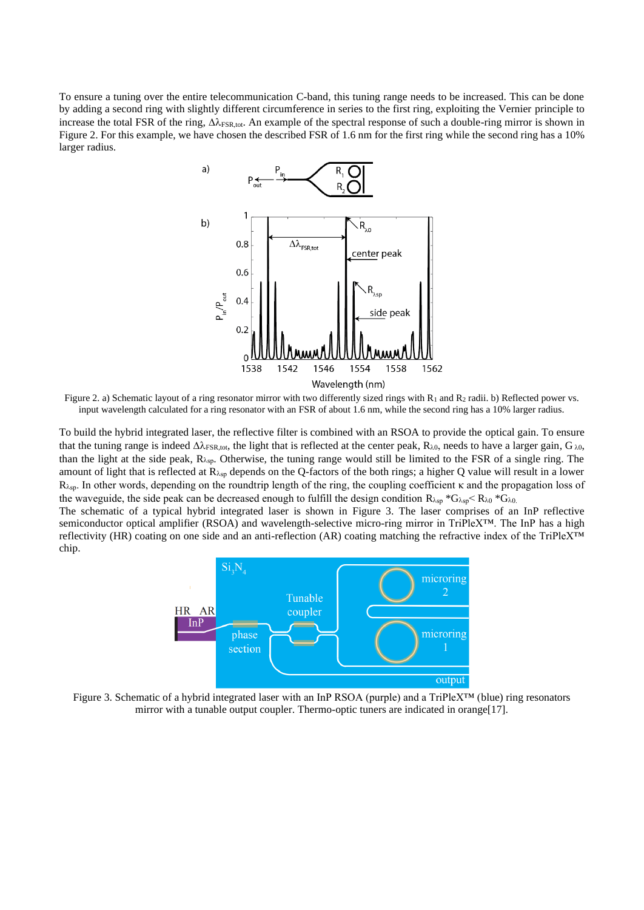To ensure a tuning over the entire telecommunication C-band, this tuning range needs to be increased. This can be done by adding a second ring with slightly different circumference in series to the first ring, exploiting the Vernier principle to increase the total FSR of the ring, $\Delta\lambda_{FSR,tot}$. An example of the spectral response of such a double-ring mirror is shown in Figure 2. For this example, we have chosen the described FSR of 1.6 nm for the first ring while the second ring has a 10% larger radius.

Figure 2. a) Schematic layout of a ring resonator mirror with two differently sized rings with $R_1$ and $R_2$ radii. b) Reflected power vs. input wavelength calculated for a ring resonator with an FSR of about 1.6 nm, while the second ring has a 10% larger radius.

To build the hybrid integrated laser, the reflective filter is combined with an RSOA to provide the optical gain. To ensure that the tuning range is indeed $\Delta\lambda_{FSR,tot}$, the light that is reflected at the center peak, $R_{\lambda 0}$, needs to have a larger gain, $G_{\lambda 0}$, than the light at the side peak, $R_{\lambda sp}$. Otherwise, the tuning range would still be limited to the FSR of a single ring. The amount of light that is reflected at $R_{\lambda sp}$ depends on the Q-factors of the both rings; a higher Q value will result in a lower $R_{\lambda sp}$. In other words, depending on the roundtrip length of the ring, the coupling coefficient $\kappa$ and the propagation loss of the waveguide, the side peak can be decreased enough to fulfill the design condition $R_{\lambda sp} * G_{\lambda sp} < R_{\lambda 0} * G_{\lambda 0}$.

The schematic of a typical hybrid integrated laser is shown in Figure 3. The laser comprises of an InP reflective semiconductor optical amplifier (RSOA) and wavelength-selective micro-ring mirror in TriPleX™. The InP has a high reflectivity (HR) coating on one side and an anti-reflection (AR) coating matching the refractive index of the TriPleX™ chip.

Figure 3. Schematic of a hybrid integrated laser with an InP RSOA (purple) and a TriPleX™ (blue) ring resonators mirror with a tunable output coupler. Thermo-optic tuners are indicated in orange[17].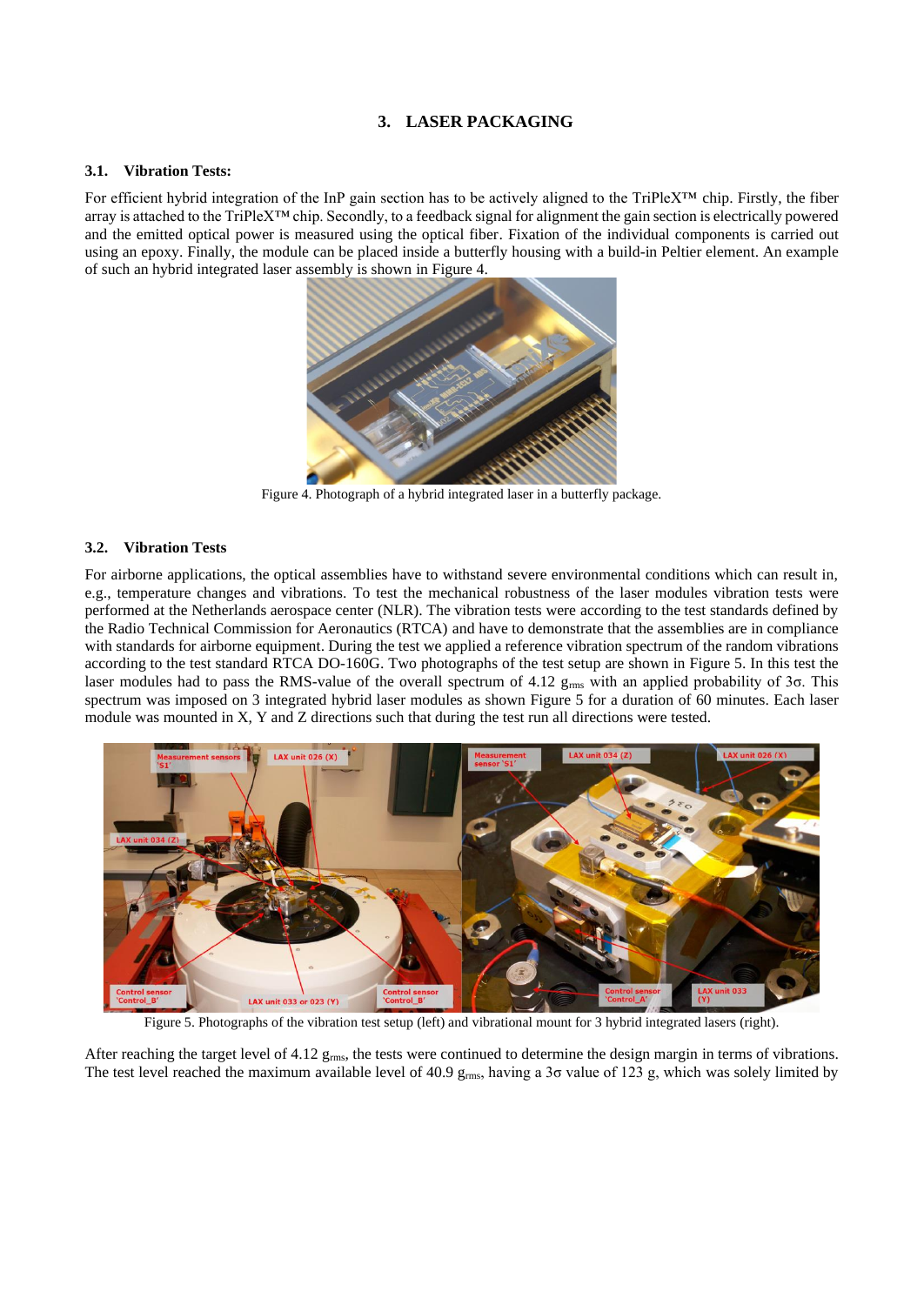## 3. LASER PACKAGING

### 3.1. Vibration Tests:

For efficient hybrid integration of the InP gain section has to be actively aligned to the TriPleX™ chip. Firstly, the fiber array is attached to the TriPleX™ chip. Secondly, to a feedback signal for alignment the gain section is electrically powered and the emitted optical power is measured using the optical fiber. Fixation of the individual components is carried out using an epoxy. Finally, the module can be placed inside a butterfly housing with a build-in Peltier element. An example of such an hybrid integrated laser assembly is shown in Figure 4.

Figure 4. Photograph of a hybrid integrated laser in a butterfly package.

### 3.2. Vibration Tests

For airborne applications, the optical assemblies have to withstand severe environmental conditions which can result in, e.g., temperature changes and vibrations. To test the mechanical robustness of the laser modules vibration tests were performed at the Netherlands aerospace center (NLR). The vibration tests were according to the test standards defined by the Radio Technical Commission for Aeronautics (RTCA) and have to demonstrate that the assemblies are in compliance with standards for airborne equipment. During the test we applied a reference vibration spectrum of the random vibrations according to the test standard RTCA DO-160G. Two photographs of the test setup are shown in Figure 5. In this test the laser modules had to pass the RMS-value of the overall spectrum of 4.12 $g_{rms}$ with an applied probability of $3\sigma$. This spectrum was imposed on 3 integrated hybrid laser modules as shown Figure 5 for a duration of 60 minutes. Each laser module was mounted in X, Y and Z directions such that during the test run all directions were tested.

Figure 5. Photographs of the vibration test setup (left) and vibrational mount for 3 hybrid integrated lasers (right).

After reaching the target level of 4.12 $g_{rms}$, the tests were continued to determine the design margin in terms of vibrations. The test level reached the maximum available level of 40.9 $g_{rms}$, having a $3\sigma$ value of 123 g, which was solely limited by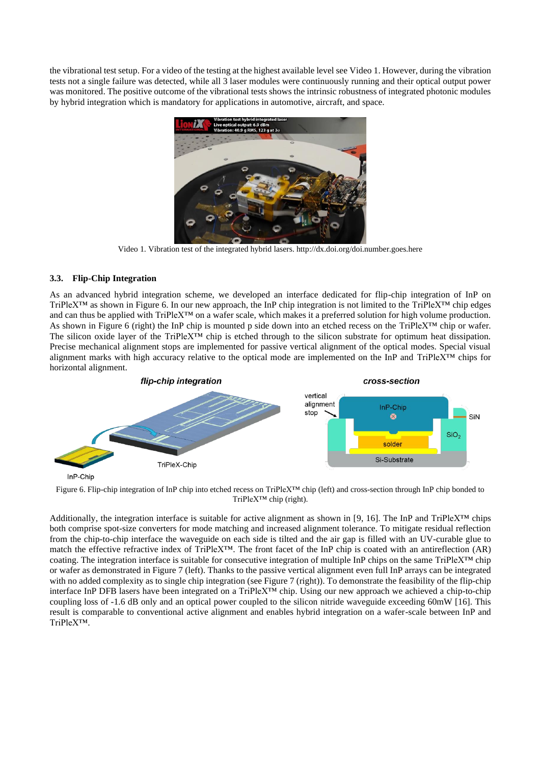the vibrational test setup. For a video of the testing at the highest available level see Video 1. However, during the vibration tests not a single failure was detected, while all 3 laser modules were continuously running and their optical output power was monitored. The positive outcome of the vibrational tests shows the intrinsic robustness of integrated photonic modules by hybrid integration which is mandatory for applications in automotive, aircraft, and space.

Video 1. Vibration test of the integrated hybrid lasers. http://dx.doi.org/doi.number.goes.here

### 3.3. Flip-Chip Integration

As an advanced hybrid integration scheme, we developed an interface dedicated for flip-chip integration of InP on TriPleX™ as shown in Figure 6. In our new approach, the InP chip integration is not limited to the TriPleX™ chip edges and can thus be applied with TriPleX™ on a wafer scale, which makes it a preferred solution for high volume production. As shown in Figure 6 (right) the InP chip is mounted p side down into an etched recess on the TriPleX™ chip or wafer. The silicon oxide layer of the TriPleX™ chip is etched through to the silicon substrate for optimum heat dissipation. Precise mechanical alignment stops are implemented for passive vertical alignment of the optical modes. Special visual alignment marks with high accuracy relative to the optical mode are implemented on the InP and TriPleX™ chips for horizontal alignment.

Figure 6. Flip-chip integration of InP chip into etched recess on TriPleX™ chip (left) and cross-section through InP chip bonded to TriPleX™ chip (right).

Additionally, the integration interface is suitable for active alignment as shown in [9, 16]. The InP and TriPleX™ chips both comprise spot-size converters for mode matching and increased alignment tolerance. To mitigate residual reflection from the chip-to-chip interface the waveguide on each side is tilted and the air gap is filled with an UV-curable glue to match the effective refractive index of TriPleX™. The front facet of the InP chip is coated with an antireflection (AR) coating. The integration interface is suitable for consecutive integration of multiple InP chips on the same TriPleX™ chip or wafer as demonstrated in Figure 7 (left). Thanks to the passive vertical alignment even full InP arrays can be integrated with no added complexity as to single chip integration (see Figure 7 (right)). To demonstrate the feasibility of the flip-chip interface InP DFB lasers have been integrated on a TriPleX™ chip. Using our new approach we achieved a chip-to-chip coupling loss of -1.6 dB only and an optical power coupled to the silicon nitride waveguide exceeding 60mW [16]. This result is comparable to conventional active alignment and enables hybrid integration on a wafer-scale between InP and TriPleX™.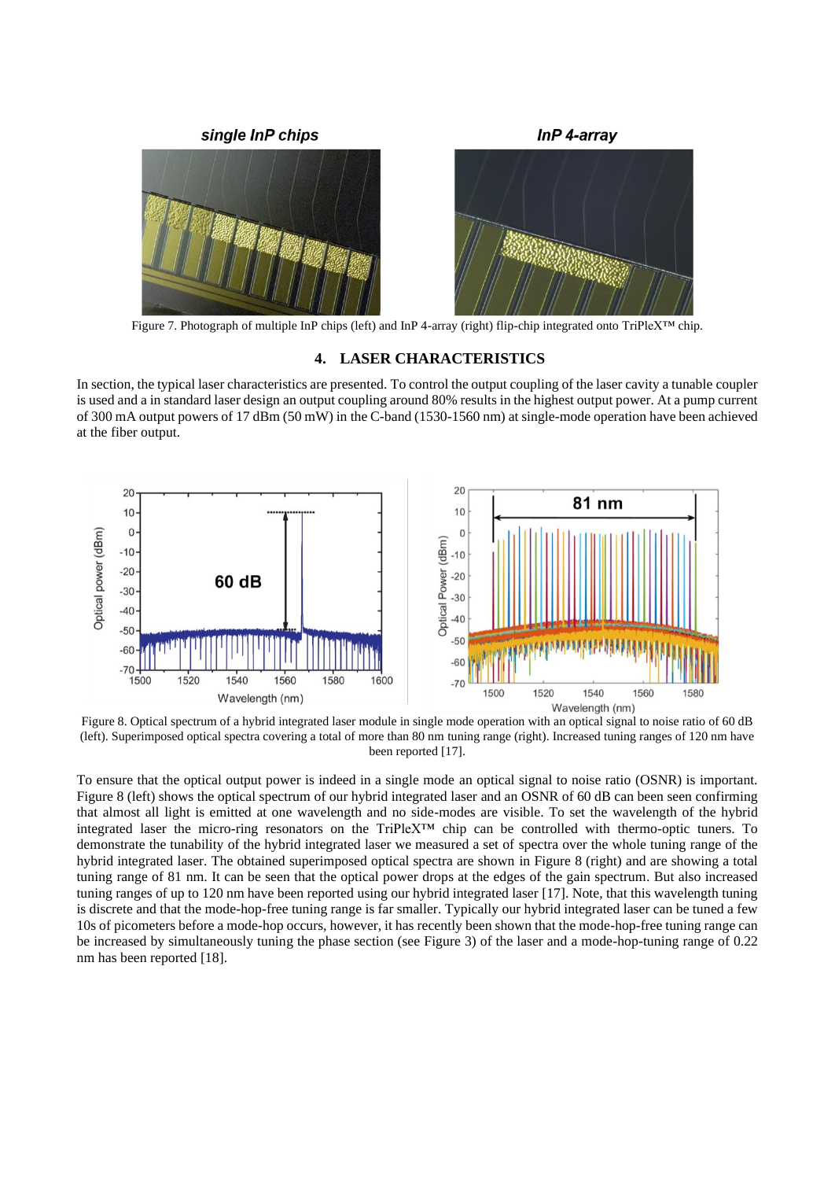Figure 7. Photograph of multiple InP chips (left) and InP 4-array (right) flip-chip integrated onto TriPleX™ chip.

## 4. LASER CHARACTERISTICS

In section, the typical laser characteristics are presented. To control the output coupling of the laser cavity a tunable coupler is used and a in standard laser design an output coupling around 80% results in the highest output power. At a pump current of 300 mA output powers of 17 dBm (50 mW) in the C-band (1530-1560 nm) at single-mode operation have been achieved at the fiber output.

Figure 8. Optical spectrum of a hybrid integrated laser module in single mode operation with an optical signal to noise ratio of 60 dB (left). Superimposed optical spectra covering a total of more than 80 nm tuning range (right). Increased tuning ranges of 120 nm have been reported [17].

To ensure that the optical output power is indeed in a single mode an optical signal to noise ratio (OSNR) is important. Figure 8 (left) shows the optical spectrum of our hybrid integrated laser and an OSNR of 60 dB can been seen confirming that almost all light is emitted at one wavelength and no side-modes are visible. To set the wavelength of the hybrid integrated laser the micro-ring resonators on the TriPleX™ chip can be controlled with thermo-optic tuners. To demonstrate the tunability of the hybrid integrated laser we measured a set of spectra over the whole tuning range of the hybrid integrated laser. The obtained superimposed optical spectra are shown in Figure 8 (right) and are showing a total tuning range of 81 nm. It can be seen that the optical power drops at the edges of the gain spectrum. But also increased tuning ranges of up to 120 nm have been reported using our hybrid integrated laser [17]. Note, that this wavelength tuning is discrete and that the mode-hop-free tuning range is far smaller. Typically our hybrid integrated laser can be tuned a few 10s of picometers before a mode-hop occurs, however, it has recently been shown that the mode-hop-free tuning range can be increased by simultaneously tuning the phase section (see Figure 3) of the laser and a mode-hop-tuning range of 0.22 nm has been reported [18].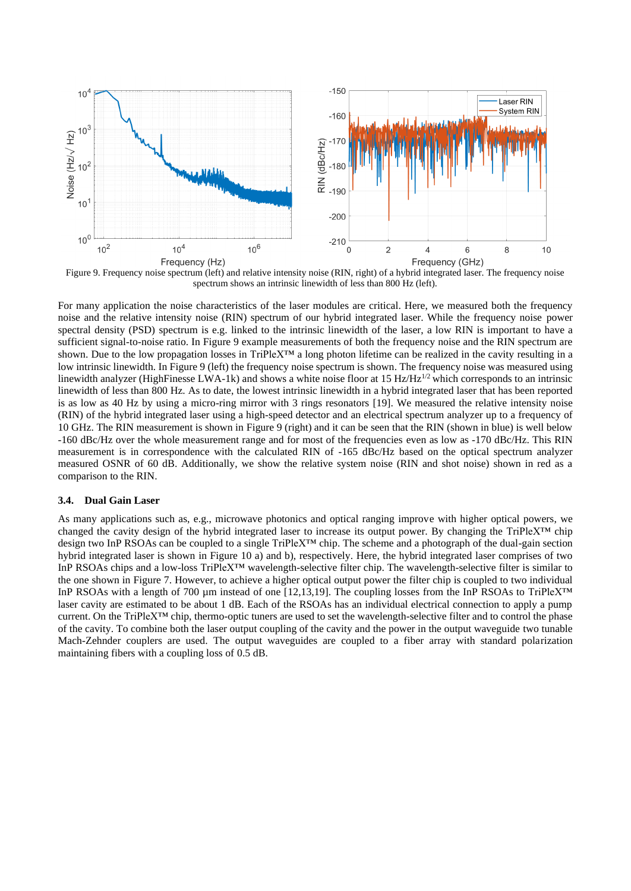Figure 9. Frequency noise spectrum (left) and relative intensity noise (RIN, right) of a hybrid integrated laser. The frequency noise spectrum shows an intrinsic linewidth of less than 800 Hz (left).

For many application the noise characteristics of the laser modules are critical. Here, we measured both the frequency noise and the relative intensity noise (RIN) spectrum of our hybrid integrated laser. While the frequency noise power spectral density (PSD) spectrum is e.g. linked to the intrinsic linewidth of the laser, a low RIN is important to have a sufficient signal-to-noise ratio. In Figure 9 example measurements of both the frequency noise and the RIN spectrum are shown. Due to the low propagation losses in TriPleX™ a long photon lifetime can be realized in the cavity resulting in a low intrinsic linewidth. In Figure 9 (left) the frequency noise spectrum is shown. The frequency noise was measured using linewidth analyzer (HighFinesse LWA-1k) and shows a white noise floor at 15 Hz/Hz$^{1/2}$ which corresponds to an intrinsic linewidth of less than 800 Hz. As to date, the lowest intrinsic linewidth in a hybrid integrated laser that has been reported is as low as 40 Hz by using a micro-ring mirror with 3 rings resonators [19]. We measured the relative intensity noise (RIN) of the hybrid integrated laser using a high-speed detector and an electrical spectrum analyzer up to a frequency of 10 GHz. The RIN measurement is shown in Figure 9 (right) and it can be seen that the RIN (shown in blue) is well below -160 dBc/Hz over the whole measurement range and for most of the frequencies even as low as -170 dBc/Hz. This RIN measurement is in correspondence with the calculated RIN of -165 dBc/Hz based on the optical spectrum analyzer measured OSNR of 60 dB. Additionally, we show the relative system noise (RIN and shot noise) shown in red as a comparison to the RIN.

### 3.4. Dual Gain Laser

As many applications such as, e.g., microwave photonics and optical ranging improve with higher optical powers, we changed the cavity design of the hybrid integrated laser to increase its output power. By changing the TriPleX™ chip design two InP RSOAs can be coupled to a single TriPleX™ chip. The scheme and a photograph of the dual-gain section hybrid integrated laser is shown in Figure 10 a) and b), respectively. Here, the hybrid integrated laser comprises of two InP RSOAs chips and a low-loss TriPleX™ wavelength-selective filter chip. The wavelength-selective filter is similar to the one shown in Figure 7. However, to achieve a higher optical output power the filter chip is coupled to two individual InP RSOAs with a length of 700 µm instead of one [12,13,19]. The coupling losses from the InP RSOAs to TriPleX™ laser cavity are estimated to be about 1 dB. Each of the RSOAs has an individual electrical connection to apply a pump current. On the TriPleX™ chip, thermo-optic tuners are used to set the wavelength-selective filter and to control the phase of the cavity. To combine both the laser output coupling of the cavity and the power in the output waveguide two tunable Mach-Zehnder couplers are used. The output waveguides are coupled to a fiber array with standard polarization maintaining fibers with a coupling loss of 0.5 dB.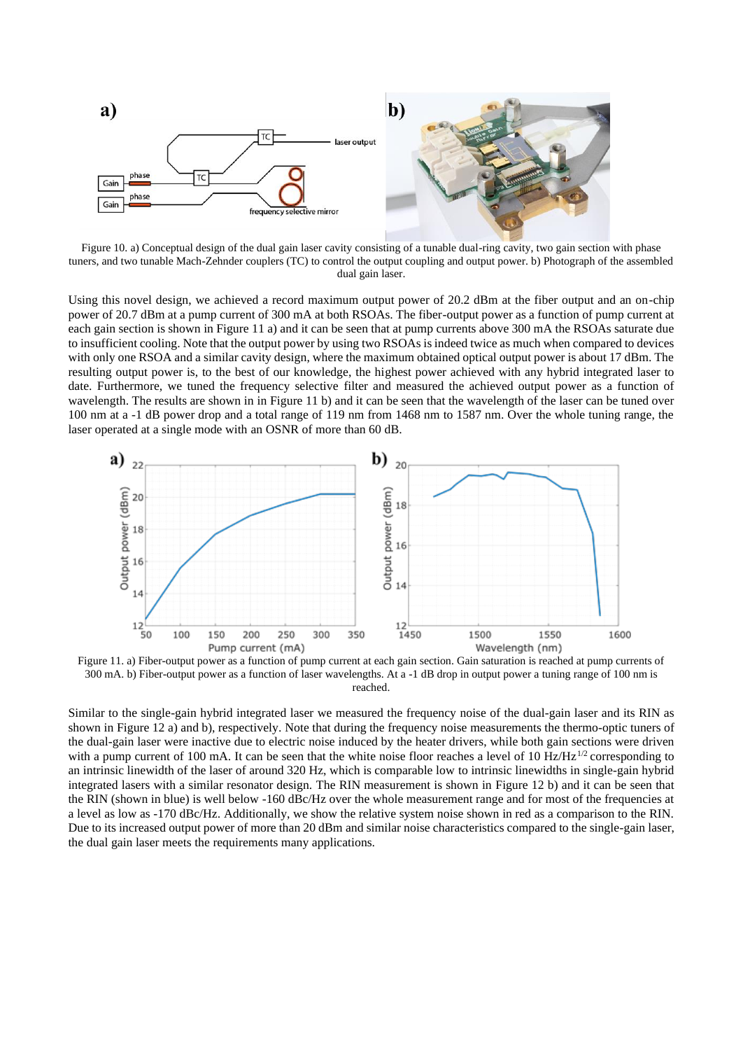Figure 10. a) Conceptual design of the dual gain laser cavity consisting of a tunable dual-ring cavity, two gain section with phase tuners, and two tunable Mach-Zehnder couplers (TC) to control the output coupling and output power. b) Photograph of the assembled dual gain laser.

Using this novel design, we achieved a record maximum output power of 20.2 dBm at the fiber output and an on-chip power of 20.7 dBm at a pump current of 300 mA at both RSOAs. The fiber-output power as a function of pump current at each gain section is shown in Figure 11 a) and it can be seen that at pump currents above 300 mA the RSOAs saturate due to insufficient cooling. Note that the output power by using two RSOAs is indeed twice as much when compared to devices with only one RSOA and a similar cavity design, where the maximum obtained optical output power is about 17 dBm. The resulting output power is, to the best of our knowledge, the highest power achieved with any hybrid integrated laser to date. Furthermore, we tuned the frequency selective filter and measured the achieved output power as a function of wavelength. The results are shown in in Figure 11 b) and it can be seen that the wavelength of the laser can be tuned over 100 nm at a -1 dB power drop and a total range of 119 nm from 1468 nm to 1587 nm. Over the whole tuning range, the laser operated at a single mode with an OSNR of more than 60 dB.

Figure 11. a) Fiber-output power as a function of pump current at each gain section. Gain saturation is reached at pump currents of 300 mA. b) Fiber-output power as a function of laser wavelengths. At a -1 dB drop in output power a tuning range of 100 nm is reached.

Similar to the single-gain hybrid integrated laser we measured the frequency noise of the dual-gain laser and its RIN as shown in Figure 12 a) and b), respectively. Note that during the frequency noise measurements the thermo-optic tuners of the dual-gain laser were inactive due to electric noise induced by the heater drivers, while both gain sections were driven with a pump current of 100 mA. It can be seen that the white noise floor reaches a level of 10 $Hz/Hz^{1/2}$ corresponding to an intrinsic linewidth of the laser of around 320 Hz, which is comparable low to intrinsic linewidths in single-gain hybrid integrated lasers with a similar resonator design. The RIN measurement is shown in Figure 12 b) and it can be seen that the RIN (shown in blue) is well below -160 dBc/Hz over the whole measurement range and for most of the frequencies at a level as low as -170 dBc/Hz. Additionally, we show the relative system noise shown in red as a comparison to the RIN. Due to its increased output power of more than 20 dBm and similar noise characteristics compared to the single-gain laser, the dual gain laser meets the requirements many applications.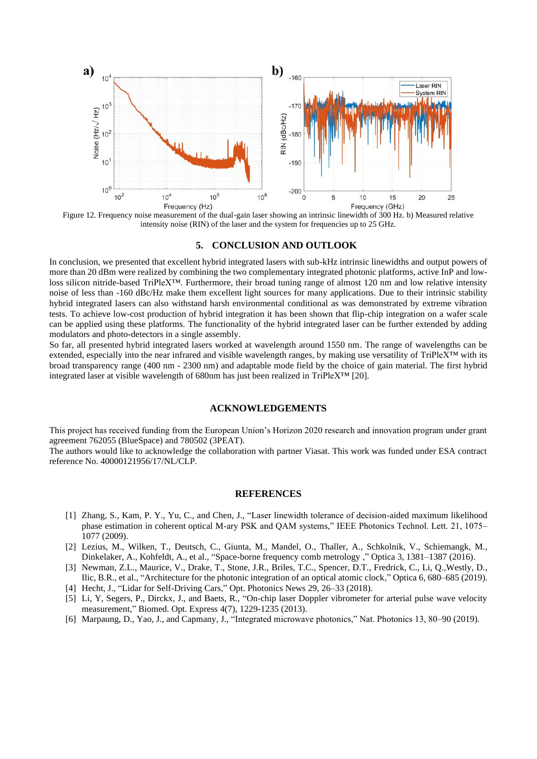Figure 12. Frequency noise measurement of the dual-gain laser showing an intrinsic linewidth of 300 Hz. b) Measured relative intensity noise (RIN) of the laser and the system for frequencies up to 25 GHz.

## 5. CONCLUSION AND OUTLOOK

In conclusion, we presented that excellent hybrid integrated lasers with sub-kHz intrinsic linewidths and output powers of more than 20 dBm were realized by combining the two complementary integrated photonic platforms, active InP and low-loss silicon nitride-based TriPleX™. Furthermore, their broad tuning range of almost 120 nm and low relative intensity noise of less than -160 dBc/Hz make them excellent light sources for many applications. Due to their intrinsic stability hybrid integrated lasers can also withstand harsh environmental conditional as was demonstrated by extreme vibration tests. To achieve low-cost production of hybrid integration it has been shown that flip-chip integration on a wafer scale can be applied using these platforms. The functionality of the hybrid integrated laser can be further extended by adding modulators and photo-detectors in a single assembly.

So far, all presented hybrid integrated lasers worked at wavelength around 1550 nm. The range of wavelengths can be extended, especially into the near infrared and visible wavelength ranges, by making use versatility of TriPleX™ with its broad transparency range (400 nm - 2300 nm) and adaptable mode field by the choice of gain material. The first hybrid integrated laser at visible wavelength of 680nm has just been realized in TriPleX™ [20].

## ACKNOWLEDGEMENTS

This project has received funding from the European Union's Horizon 2020 research and innovation program under grant agreement 762055 (BlueSpace) and 780502 (3PEAT).

The authors would like to acknowledge the collaboration with partner Viasat. This work was funded under ESA contract reference No. 40000121956/17/NL/CLP.

## REFERENCES

[1] Zhang, S., Kam, P. Y., Yu, C., and Chen, J., "Laser linewidth tolerance of decision-aided maximum likelihood phase estimation in coherent optical M-ary PSK and QAM systems," IEEE Photonics Technol. Lett. 21, 1075–1077 (2009).

[2] Lezius, M., Wilken, T., Deutsch, C., Giunta, M., Mandel, O., Thaller, A., Schkolnik, V., Schiemangk, M., Dinkelaker, A., Kohfeldt, A., et al., "Space-borne frequency comb metrology ," Optica 3, 1381–1387 (2016).

[3] Newman, Z.L., Maurice, V., Drake, T., Stone, J.R., Briles, T.C., Spencer, D.T., Fredrick, C., Li, Q.,Westly, D., Ilic, B.R., et al., "Architecture for the photonic integration of an optical atomic clock," Optica 6, 680–685 (2019).

[4] Hecht, J., "Lidar for Self-Driving Cars," Opt. Photonics News 29, 26–33 (2018).

[5] Li, Y, Segers, P., Dirckx, J., and Baets, R., "On-chip laser Doppler vibrometer for arterial pulse wave velocity measurement," Biomed. Opt. Express 4(7), 1229-1235 (2013).

[6] Marpaung, D., Yao, J., and Capmany, J., "Integrated microwave photonics," Nat. Photonics 13, 80–90 (2019).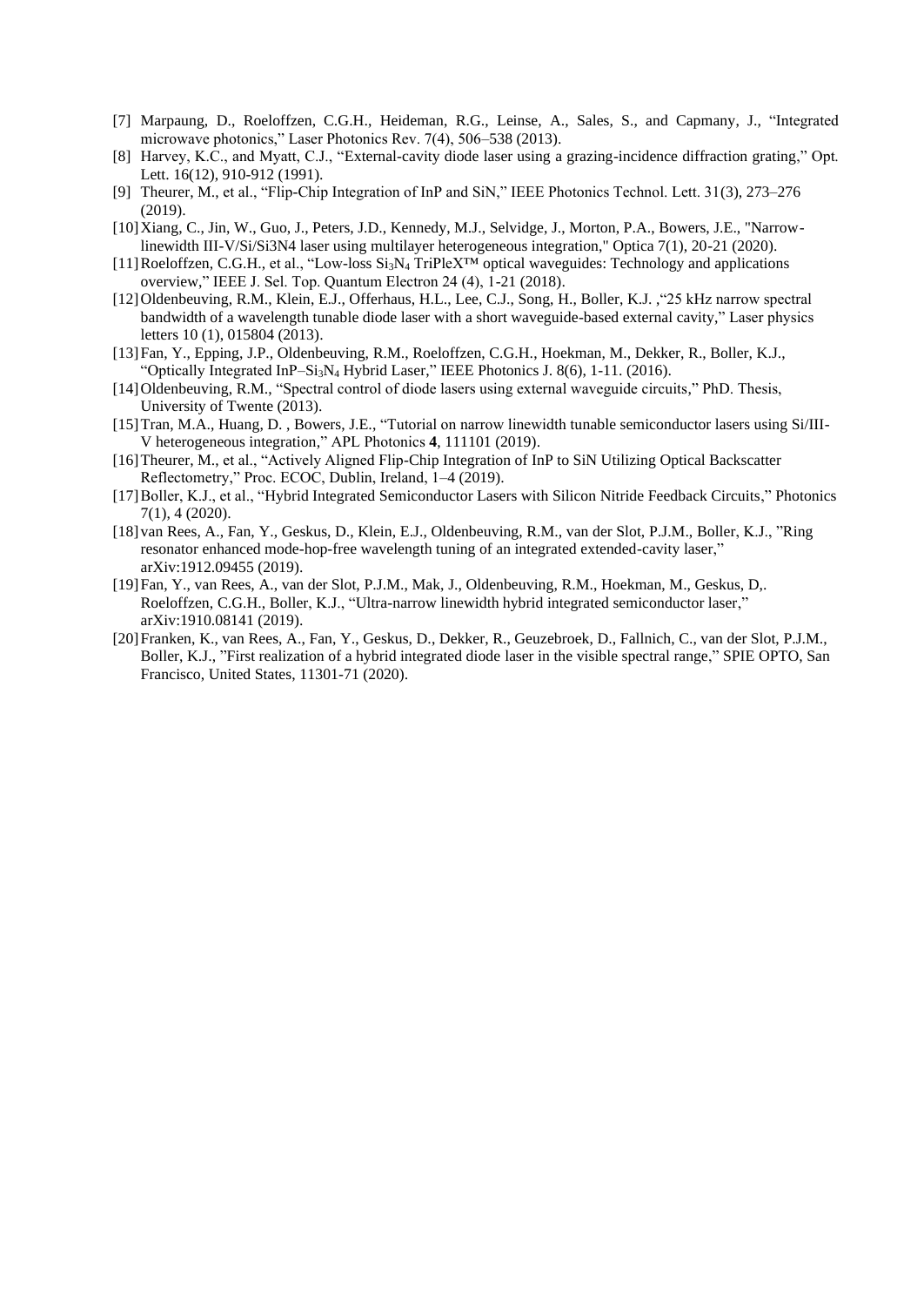[7] Marpaung, D., Roeloffzen, C.G.H., Heideman, R.G., Leinse, A., Sales, S., and Capmany, J., "Integrated microwave photonics," Laser Photonics Rev. 7(4), 506–538 (2013).

[8] Harvey, K.C., and Myatt, C.J., "External-cavity diode laser using a grazing-incidence diffraction grating," Opt. Lett. 16(12), 910-912 (1991).

[9] Theurer, M., et al., "Flip-Chip Integration of InP and SiN," IEEE Photonics Technol. Lett. 31(3), 273–276 (2019).

[10] Xiang, C., Jin, W., Guo, J., Peters, J.D., Kennedy, M.J., Selvidge, J., Morton, P.A., Bowers, J.E., "Narrow-linewidth III-V/Si/Si3N4 laser using multilayer heterogeneous integration," Optica 7(1), 20-21 (2020).

[11] Roeloffzen, C.G.H., et al., "Low-loss $Si_3N_4$ TriPleX™ optical waveguides: Technology and applications overview," IEEE J. Sel. Top. Quantum Electron 24 (4), 1-21 (2018).

[12] Oldenbeuving, R.M., Klein, E.J., Offerhaus, H.L., Lee, C.J., Song, H., Boller, K.J. ,"25 kHz narrow spectral bandwidth of a wavelength tunable diode laser with a short waveguide-based external cavity," Laser physics letters 10 (1), 015804 (2013).

[13] Fan, Y., Epping, J.P., Oldenbeuving, R.M., Roeloffzen, C.G.H., Hoekman, M., Dekker, R., Boller, K.J., "Optically Integrated InP–$Si_3N_4$ Hybrid Laser," IEEE Photonics J. 8(6), 1-11. (2016).

[14] Oldenbeuving, R.M., "Spectral control of diode lasers using external waveguide circuits," PhD. Thesis, University of Twente (2013).

[15] Tran, M.A., Huang, D. , Bowers, J.E., "Tutorial on narrow linewidth tunable semiconductor lasers using Si/III-V heterogeneous integration," APL Photonics **4**, 111101 (2019).

[16] Theurer, M., et al., "Actively Aligned Flip-Chip Integration of InP to SiN Utilizing Optical Backscatter Reflectometry," Proc. ECOC, Dublin, Ireland, 1–4 (2019).

[17] Boller, K.J., et al., "Hybrid Integrated Semiconductor Lasers with Silicon Nitride Feedback Circuits," Photonics 7(1), 4 (2020).

[18] van Rees, A., Fan, Y., Geskus, D., Klein, E.J., Oldenbeuving, R.M., van der Slot, P.J.M., Boller, K.J., "Ring resonator enhanced mode-hop-free wavelength tuning of an integrated extended-cavity laser," arXiv:1912.09455 (2019).

[19] Fan, Y., van Rees, A., van der Slot, P.J.M., Mak, J., Oldenbeuving, R.M., Hoekman, M., Geskus, D,. Roeloffzen, C.G.H., Boller, K.J., "Ultra-narrow linewidth hybrid integrated semiconductor laser," arXiv:1910.08141 (2019).

[20] Franken, K., van Rees, A., Fan, Y., Geskus, D., Dekker, R., Geuzebroek, D., Fallnich, C., van der Slot, P.J.M., Boller, K.J., "First realization of a hybrid integrated diode laser in the visible spectral range," SPIE OPTO, San Francisco, United States, 11301-71 (2020).